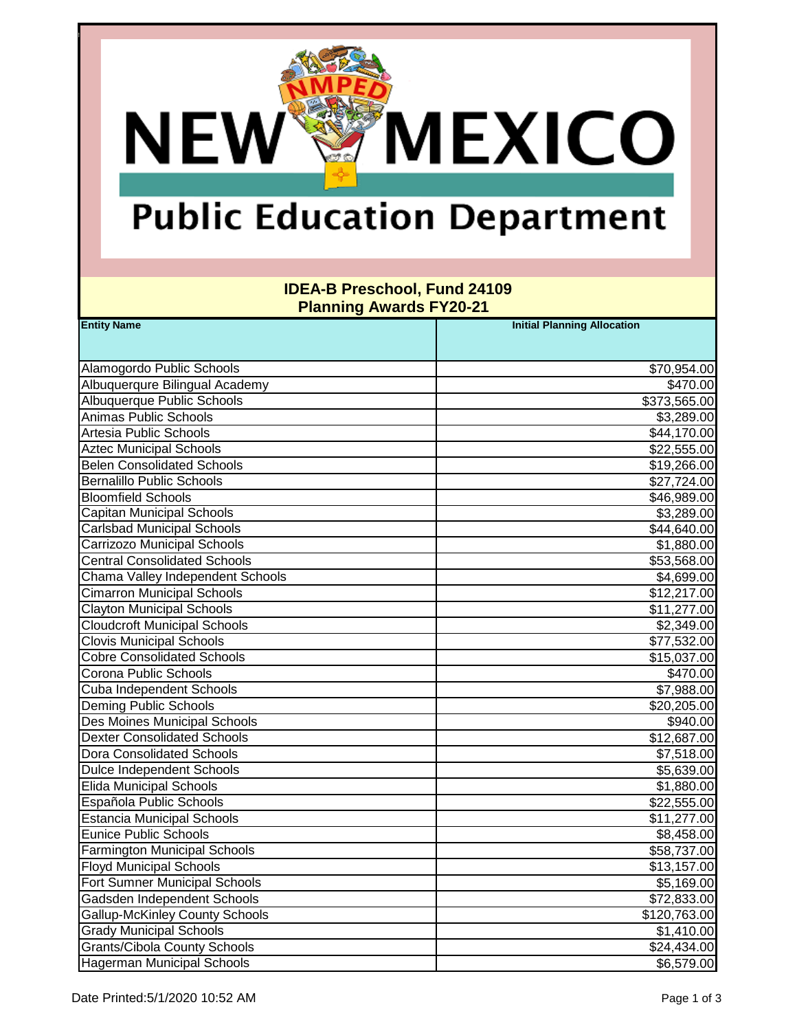# New Mexico Public Education Department

## IDEA-B Preschool, Fund 24109
## Planning Awards FY20-21

| Entity Name | Initial Planning Allocation |
|---|---|
| Alamogordo Public Schools | $70,954.00 |
| Albuquerqure Bilingual Academy | $470.00 |
| Albuquerque Public Schools | $373,565.00 |
| Animas Public Schools | $3,289.00 |
| Artesia Public Schools | $44,170.00 |
| Aztec Municipal Schools | $22,555.00 |
| Belen Consolidated Schools | $19,266.00 |
| Bernalillo Public Schools | $27,724.00 |
| Bloomfield Schools | $46,989.00 |
| Capitan Municipal Schools | $3,289.00 |
| Carlsbad Municipal Schools | $44,640.00 |
| Carrizozo Municipal Schools | $1,880.00 |
| Central Consolidated Schools | $53,568.00 |
| Chama Valley Independent Schools | $4,699.00 |
| Cimarron Municipal Schools | $12,217.00 |
| Clayton Municipal Schools | $11,277.00 |
| Cloudcroft Municipal Schools | $2,349.00 |
| Clovis Municipal Schools | $77,532.00 |
| Cobre Consolidated Schools | $15,037.00 |
| Corona Public Schools | $470.00 |
| Cuba Independent Schools | $7,988.00 |
| Deming Public Schools | $20,205.00 |
| Des Moines Municipal Schools | $940.00 |
| Dexter Consolidated Schools | $12,687.00 |
| Dora Consolidated Schools | $7,518.00 |
| Dulce Independent Schools | $5,639.00 |
| Elida Municipal Schools | $1,880.00 |
| Española Public Schools | $22,555.00 |
| Estancia Municipal Schools | $11,277.00 |
| Eunice Public Schools | $8,458.00 |
| Farmington Municipal Schools | $58,737.00 |
| Floyd Municipal Schools | $13,157.00 |
| Fort Sumner Municipal Schools | $5,169.00 |
| Gadsden Independent Schools | $72,833.00 |
| Gallup-McKinley County Schools | $120,763.00 |
| Grady Municipal Schools | $1,410.00 |
| Grants/Cibola County Schools | $24,434.00 |
| Hagerman Municipal Schools | $6,579.00 |

Date Printed:5/1/2020 10:52 AM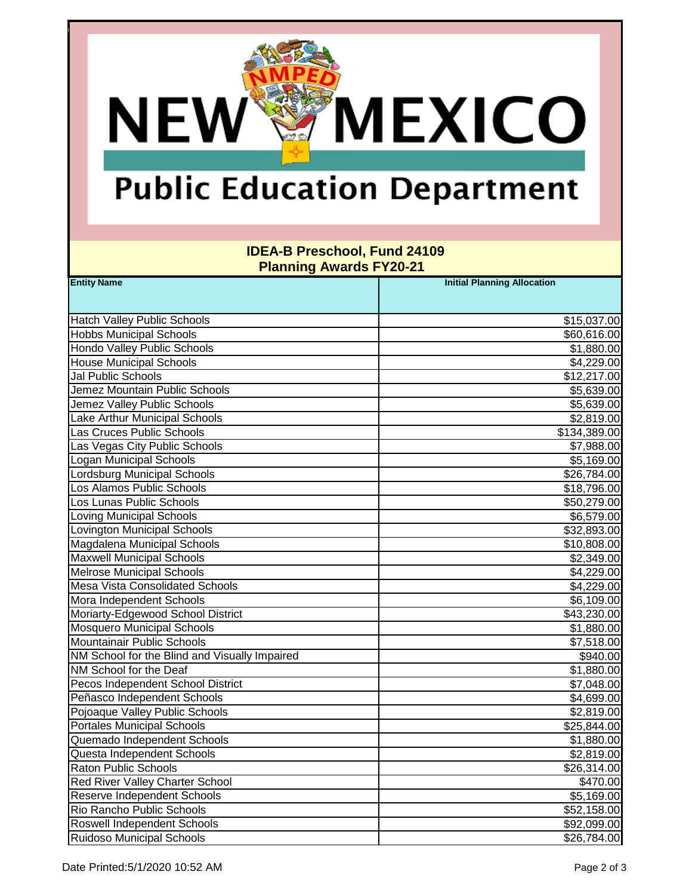# New Mexico Public Education Department

## IDEA-B Preschool, Fund 24109
## Planning Awards FY20-21

| Entity Name | Initial Planning Allocation |
| --- | --- |
| Hatch Valley Public Schools | $15,037.00 |
| Hobbs Municipal Schools | $60,616.00 |
| Hondo Valley Public Schools | $1,880.00 |
| House Municipal Schools | $4,229.00 |
| Jal Public Schools | $12,217.00 |
| Jemez Mountain Public Schools | $5,639.00 |
| Jemez Valley Public Schools | $5,639.00 |
| Lake Arthur Municipal Schools | $2,819.00 |
| Las Cruces Public Schools | $134,389.00 |
| Las Vegas City Public Schools | $7,988.00 |
| Logan Municipal Schools | $5,169.00 |
| Lordsburg Municipal Schools | $26,784.00 |
| Los Alamos Public Schools | $18,796.00 |
| Los Lunas Public Schools | $50,279.00 |
| Loving Municipal Schools | $6,579.00 |
| Lovington Municipal Schools | $32,893.00 |
| Magdalena Municipal Schools | $10,808.00 |
| Maxwell Municipal Schools | $2,349.00 |
| Melrose Municipal Schools | $4,229.00 |
| Mesa Vista Consolidated Schools | $4,229.00 |
| Mora Independent Schools | $6,109.00 |
| Moriarty-Edgewood School District | $43,230.00 |
| Mosquero Municipal Schools | $1,880.00 |
| Mountainair Public Schools | $7,518.00 |
| NM School for the Blind and Visually Impaired | $940.00 |
| NM School for the Deaf | $1,880.00 |
| Pecos Independent School District | $7,048.00 |
| Peñasco Independent Schools | $4,699.00 |
| Pojoaque Valley Public Schools | $2,819.00 |
| Portales Municipal Schools | $25,844.00 |
| Quemado Independent Schools | $1,880.00 |
| Questa Independent Schools | $2,819.00 |
| Raton Public Schools | $26,314.00 |
| Red River Valley Charter School | $470.00 |
| Reserve Independent Schools | $5,169.00 |
| Rio Rancho Public Schools | $52,158.00 |
| Roswell Independent Schools | $92,099.00 |
| Ruidoso Municipal Schools | $26,784.00 |

Date Printed:5/1/2020 10:52 AM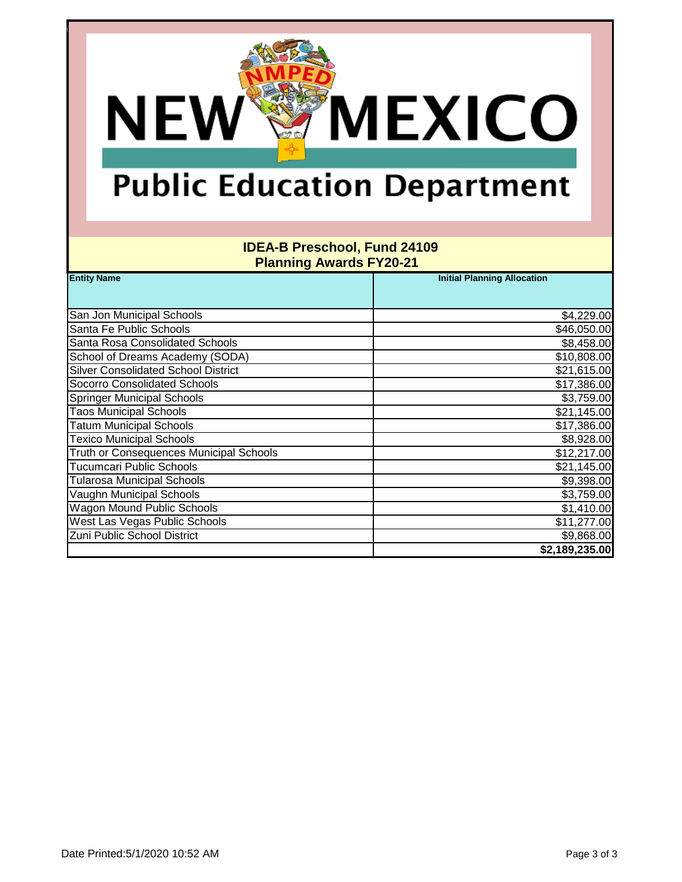# NEW MEXICO Public Education Department

## IDEA-B Preschool, Fund 24109
## Planning Awards FY20-21

| Entity Name | Initial Planning Allocation |
|---|---|
| San Jon Municipal Schools | $4,229.00 |
| Santa Fe Public Schools | $46,050.00 |
| Santa Rosa Consolidated Schools | $8,458.00 |
| School of Dreams Academy (SODA) | $10,808.00 |
| Silver Consolidated School District | $21,615.00 |
| Socorro Consolidated Schools | $17,386.00 |
| Springer Municipal Schools | $3,759.00 |
| Taos Municipal Schools | $21,145.00 |
| Tatum Municipal Schools | $17,386.00 |
| Texico Municipal Schools | $8,928.00 |
| Truth or Consequences Municipal Schools | $12,217.00 |
| Tucumcari Public Schools | $21,145.00 |
| Tularosa Municipal Schools | $9,398.00 |
| Vaughn Municipal Schools | $3,759.00 |
| Wagon Mound Public Schools | $1,410.00 |
| West Las Vegas Public Schools | $11,277.00 |
| Zuni Public School District | $9,868.00 |
| | **$2,189,235.00** |

Date Printed:5/1/2020 10:52 AM